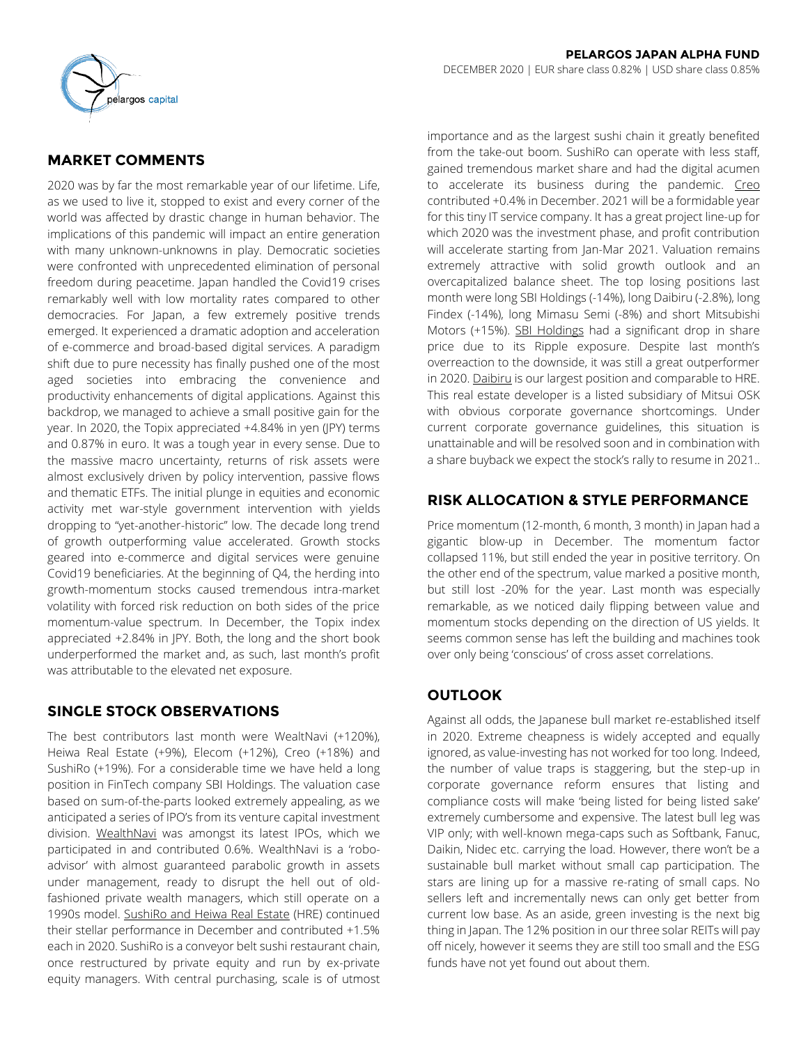**PELARGOS JAPAN ALPHA FUND**

DECEMBER 2020 | EUR share class 0.82% | USD share class 0.85%

## MARKET COMMENTS

2020 was by far the most remarkable year of our lifetime. Life, as we used to live it, stopped to exist and every corner of the world was affected by drastic change in human behavior. The implications of this pandemic will impact an entire generation with many unknown-unknowns in play. Democratic societies were confronted with unprecedented elimination of personal freedom during peacetime. Japan handled the Covid19 crises remarkably well with low mortality rates compared to other democracies. For Japan, a few extremely positive trends emerged. It experienced a dramatic adoption and acceleration of e-commerce and broad-based digital services. A paradigm shift due to pure necessity has finally pushed one of the most aged societies into embracing the convenience and productivity enhancements of digital applications. Against this backdrop, we managed to achieve a small positive gain for the year. In 2020, the Topix appreciated +4.84% in yen (JPY) terms and 0.87% in euro. It was a tough year in every sense. Due to the massive macro uncertainty, returns of risk assets were almost exclusively driven by policy intervention, passive flows and thematic ETFs. The initial plunge in equities and economic activity met war-style government intervention with yields dropping to "yet-another-historic" low. The decade long trend of growth outperforming value accelerated. Growth stocks geared into e-commerce and digital services were genuine Covid19 beneficiaries. At the beginning of Q4, the herding into growth-momentum stocks caused tremendous intra-market volatility with forced risk reduction on both sides of the price momentum-value spectrum. In December, the Topix index appreciated +2.84% in JPY. Both, the long and the short book underperformed the market and, as such, last month's profit was attributable to the elevated net exposure.

## SINGLE STOCK OBSERVATIONS

The best contributors last month were WealtNavi (+120%), Heiwa Real Estate (+9%), Elecom (+12%), Creo (+18%) and SushiRo (+19%). For a considerable time we have held a long position in FinTech company SBI Holdings. The valuation case based on sum-of-the-parts looked extremely appealing, as we anticipated a series of IPO's from its venture capital investment division. WealthNavi was amongst its latest IPOs, which we participated in and contributed 0.6%. WealthNavi is a 'robo-advisor' with almost guaranteed parabolic growth in assets under management, ready to disrupt the hell out of old-fashioned private wealth managers, which still operate on a 1990s model. SushiRo and Heiwa Real Estate (HRE) continued their stellar performance in December and contributed +1.5% each in 2020. SushiRo is a conveyor belt sushi restaurant chain, once restructured by private equity and run by ex-private equity managers. With central purchasing, scale is of utmost importance and as the largest sushi chain it greatly benefited from the take-out boom. SushiRo can operate with less staff, gained tremendous market share and had the digital acumen to accelerate its business during the pandemic. Creo contributed +0.4% in December. 2021 will be a formidable year for this tiny IT service company. It has a great project line-up for which 2020 was the investment phase, and profit contribution will accelerate starting from Jan-Mar 2021. Valuation remains extremely attractive with solid growth outlook and an overcapitalized balance sheet. The top losing positions last month were long SBI Holdings (-14%), long Daibiru (-2.8%), long Findex (-14%), long Mimasu Semi (-8%) and short Mitsubishi Motors (+15%). SBI Holdings had a significant drop in share price due to its Ripple exposure. Despite last month's overreaction to the downside, it was still a great outperformer in 2020. Daibiru is our largest position and comparable to HRE. This real estate developer is a listed subsidiary of Mitsui OSK with obvious corporate governance shortcomings. Under current corporate governance guidelines, this situation is unattainable and will be resolved soon and in combination with a share buyback we expect the stock's rally to resume in 2021..

## RISK ALLOCATION & STYLE PERFORMANCE

Price momentum (12-month, 6 month, 3 month) in Japan had a gigantic blow-up in December. The momentum factor collapsed 11%, but still ended the year in positive territory. On the other end of the spectrum, value marked a positive month, but still lost -20% for the year. Last month was especially remarkable, as we noticed daily flipping between value and momentum stocks depending on the direction of US yields. It seems common sense has left the building and machines took over only being 'conscious' of cross asset correlations.

## OUTLOOK

Against all odds, the Japanese bull market re-established itself in 2020. Extreme cheapness is widely accepted and equally ignored, as value-investing has not worked for too long. Indeed, the number of value traps is staggering, but the step-up in corporate governance reform ensures that listing and compliance costs will make 'being listed for being listed sake' extremely cumbersome and expensive. The latest bull leg was VIP only; with well-known mega-caps such as Softbank, Fanuc, Daikin, Nidec etc. carrying the load. However, there won't be a sustainable bull market without small cap participation. The stars are lining up for a massive re-rating of small caps. No sellers left and incrementally news can only get better from current low base. As an aside, green investing is the next big thing in Japan. The 12% position in our three solar REITs will pay off nicely, however it seems they are still too small and the ESG funds have not yet found out about them.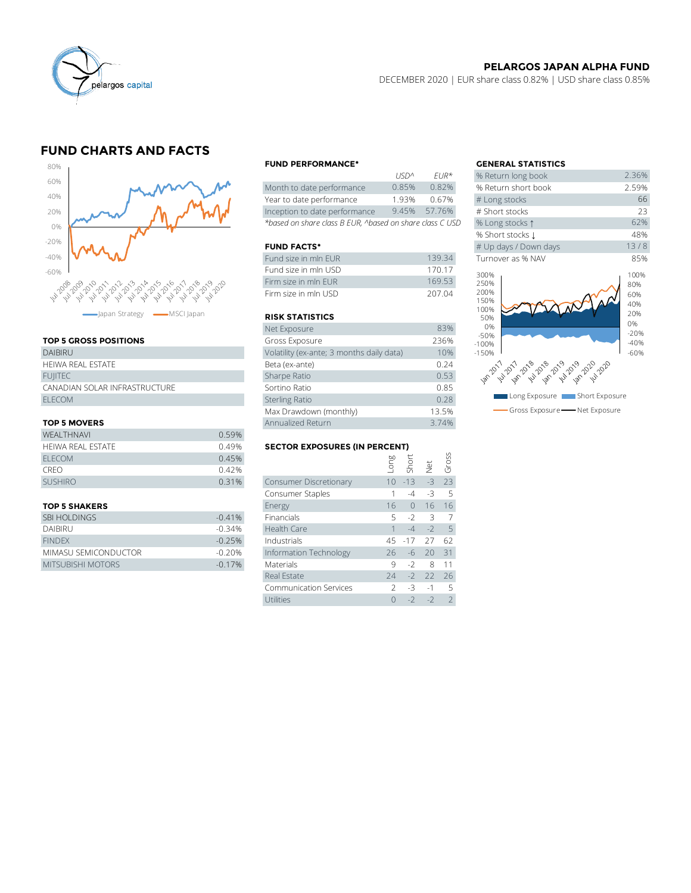**PELARGOS JAPAN ALPHA FUND**

DECEMBER 2020 | EUR share class 0.82% | USD share class 0.85%

## FUND CHARTS AND FACTS

Japan Strategy — MSCI Japan

### TOP 5 GROSS POSITIONS

| |
|---|
| DAIBIRU |
| HEIWA REAL ESTATE |
| FUJITEC |
| CANADIAN SOLAR INFRASTRUCTURE |
| ELECOM |

### TOP 5 MOVERS

| | |
|---|---|
| WEALTHNAVI | 0.59% |
| HEIWA REAL ESTATE | 0.49% |
| ELECOM | 0.45% |
| CREO | 0.42% |
| SUSHIRO | 0.31% |

### TOP 5 SHAKERS

| | |
|---|---|
| SBI HOLDINGS | -0.41% |
| DAIBIRU | -0.34% |
| FINDEX | -0.25% |
| MIMASU SEMICONDUCTOR | -0.20% |
| MITSUBISHI MOTORS | -0.17% |

### FUND PERFORMANCE*

| | USD^ | EUR* |
|---|---|---|
| Month to date performance | 0.85% | 0.82% |
| Year to date performance | 1.93% | 0.67% |
| Inception to date performance | 9.45% | 57.76% |

*based on share class B EUR, ^based on share class C USD

### FUND FACTS*

| | |
|---|---|
| Fund size in mln EUR | 139.34 |
| Fund size in mln USD | 170.17 |
| Firm size in mln EUR | 169.53 |
| Firm size in mln USD | 207.04 |

### RISK STATISTICS

| | |
|---|---|
| Net Exposure | 83% |
| Gross Exposure | 236% |
| Volatility (ex-ante; 3 months daily data) | 10% |
| Beta (ex-ante) | 0.24 |
| Sharpe Ratio | 0.53 |
| Sortino Ratio | 0.85 |
| Sterling Ratio | 0.28 |
| Max Drawdown (monthly) | 13.5% |
| Annualized Return | 3.74% |

### SECTOR EXPOSURES (IN PERCENT)

| | Long | Short | Net | Gross |
|---|---|---|---|---|
| Consumer Discretionary | 10 | -13 | -3 | 23 |
| Consumer Staples | 1 | -4 | -3 | 5 |
| Energy | 16 | 0 | 16 | 16 |
| Financials | 5 | -2 | 3 | 7 |
| Health Care | 1 | -4 | -2 | 5 |
| Industrials | 45 | -17 | 27 | 62 |
| Information Technology | 26 | -6 | 20 | 31 |
| Materials | 9 | -2 | 8 | 11 |
| Real Estate | 24 | -2 | 22 | 26 |
| Communication Services | 2 | -3 | -1 | 5 |
| Utilities | 0 | -2 | -2 | 2 |

### GENERAL STATISTICS

| | |
|---|---|
| % Return long book | 2.36% |
| % Return short book | 2.59% |
| # Long stocks | 66 |
| # Short stocks | 23 |
| % Long stocks ↑ | 62% |
| % Short stocks ↓ | 48% |
| # Up days / Down days | 13 / 8 |
| Turnover as % NAV | 85% |

Long Exposure — Short Exposure — Gross Exposure — Net Exposure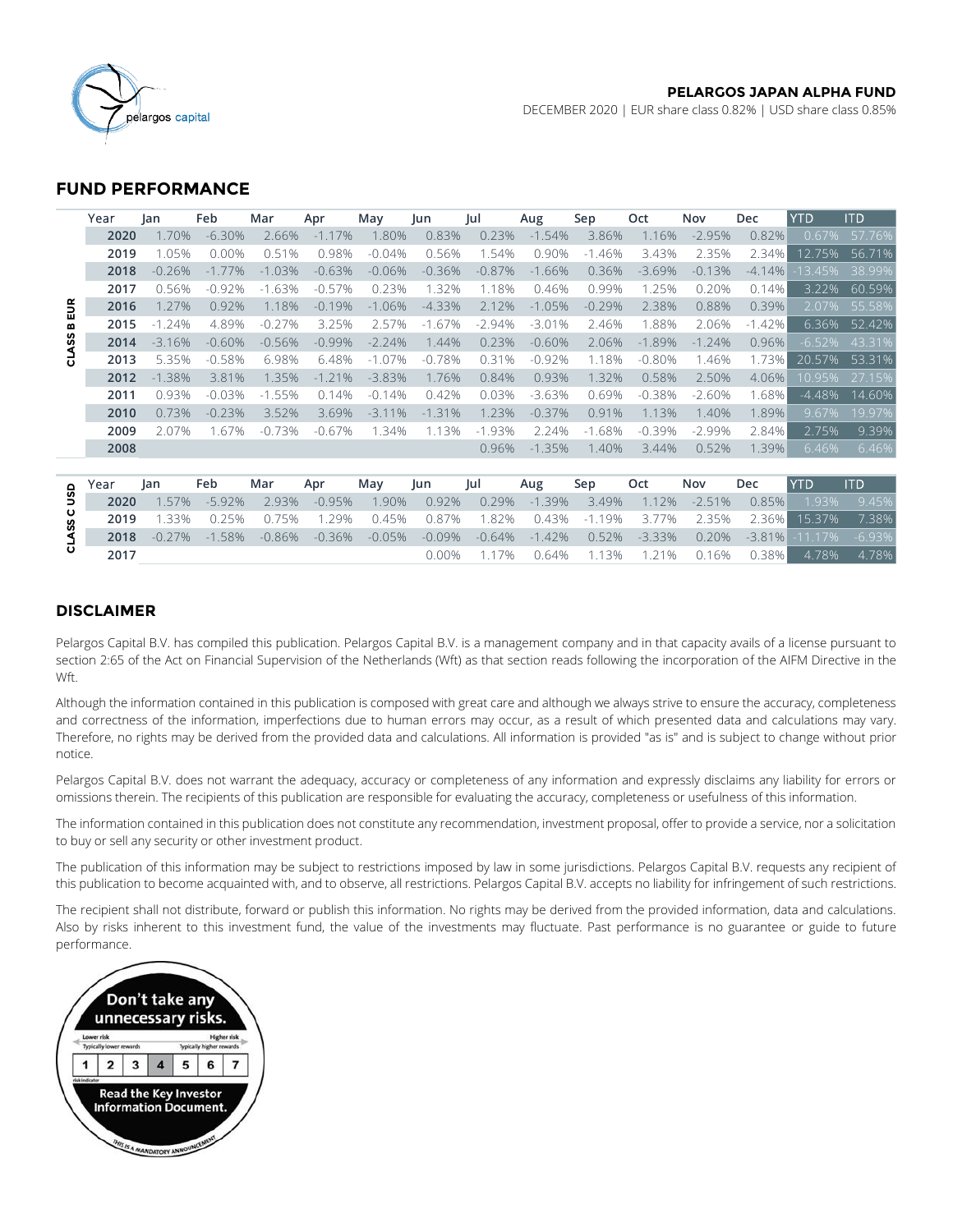**PELARGOS JAPAN ALPHA FUND**

DECEMBER 2020 | EUR share class 0.82% | USD share class 0.85%

## FUND PERFORMANCE

| | Year | Jan | Feb | Mar | Apr | May | Jun | Jul | Aug | Sep | Oct | Nov | Dec | YTD | ITD |
|---|---|---|---|---|---|---|---|---|---|---|---|---|---|---|---|
| CLASS B EUR | 2020 | 1.70% | -6.30% | 2.66% | -1.17% | 1.80% | 0.83% | 0.23% | -1.54% | 3.86% | 1.16% | -2.95% | 0.82% | 0.67% | 57.76% |
| | 2019 | 1.05% | 0.00% | 0.51% | 0.98% | -0.04% | 0.56% | 1.54% | 0.90% | -1.46% | 3.43% | 2.35% | 2.34% | 12.75% | 56.71% |
| | 2018 | -0.26% | -1.77% | -1.03% | -0.63% | -0.06% | -0.36% | -0.87% | -1.66% | 0.36% | -3.69% | -0.13% | -4.14% | -13.45% | 38.99% |
| | 2017 | 0.56% | -0.92% | -1.63% | -0.57% | 0.23% | 1.32% | 1.18% | 0.46% | 0.99% | 1.25% | 0.20% | 0.14% | 3.22% | 60.59% |
| | 2016 | 1.27% | 0.92% | 1.18% | -0.19% | -1.06% | -4.33% | 2.12% | -1.05% | -0.29% | 2.38% | 0.88% | 0.39% | 2.07% | 55.58% |
| | 2015 | -1.24% | 4.89% | -0.27% | 3.25% | 2.57% | -1.67% | -2.94% | -3.01% | 2.46% | 1.88% | 2.06% | -1.42% | 6.36% | 52.42% |
| | 2014 | -3.16% | -0.60% | -0.56% | -0.99% | -2.24% | 1.44% | 0.23% | -0.60% | 2.06% | -1.89% | -1.24% | 0.96% | -6.52% | 43.31% |
| | 2013 | 5.35% | -0.58% | 6.98% | 6.48% | -1.07% | -0.78% | 0.31% | -0.92% | 1.18% | -0.80% | 1.46% | 1.73% | 20.57% | 53.31% |
| | 2012 | -1.38% | 3.81% | 1.35% | -1.21% | -3.83% | 1.76% | 0.84% | 0.93% | 1.32% | 0.58% | 2.50% | 4.06% | 10.95% | 27.15% |
| | 2011 | 0.93% | -0.03% | -1.55% | 0.14% | -0.14% | 0.42% | 0.03% | -3.63% | 0.69% | -0.38% | -2.60% | 1.68% | -4.48% | 14.60% |
| | 2010 | 0.73% | -0.23% | 3.52% | 3.69% | -3.11% | -1.31% | 1.23% | -0.37% | 0.91% | 1.13% | 1.40% | 1.89% | 9.67% | 19.97% |
| | 2009 | 2.07% | 1.67% | -0.73% | -0.67% | 1.34% | 1.13% | -1.93% | 2.24% | -1.68% | -0.39% | -2.99% | 2.84% | 2.75% | 9.39% |
| | 2008 | | | | | | | 0.96% | -1.35% | 1.40% | 3.44% | 0.52% | 1.39% | 6.46% | 6.46% |

| | Year | Jan | Feb | Mar | Apr | May | Jun | Jul | Aug | Sep | Oct | Nov | Dec | YTD | ITD |
|---|---|---|---|---|---|---|---|---|---|---|---|---|---|---|---|
| CLASS C USD | 2020 | 1.57% | -5.92% | 2.93% | -0.95% | 1.90% | 0.92% | 0.29% | -1.39% | 3.49% | 1.12% | -2.51% | 0.85% | 1.93% | 9.45% |
| | 2019 | 1.33% | 0.25% | 0.75% | 1.29% | 0.45% | 0.87% | 1.82% | 0.43% | -1.19% | 3.77% | 2.35% | 2.36% | 15.37% | 7.38% |
| | 2018 | -0.27% | -1.58% | -0.86% | -0.36% | -0.05% | -0.09% | -0.64% | -1.42% | 0.52% | -3.33% | 0.20% | -3.81% | -11.17% | -6.93% |
| | 2017 | | | | | | 0.00% | 1.17% | 0.64% | 1.13% | 1.21% | 0.16% | 0.38% | 4.78% | 4.78% |

## DISCLAIMER

Pelargos Capital B.V. has compiled this publication. Pelargos Capital B.V. is a management company and in that capacity avails of a license pursuant to section 2:65 of the Act on Financial Supervision of the Netherlands (Wft) as that section reads following the incorporation of the AIFM Directive in the Wft.

Although the information contained in this publication is composed with great care and although we always strive to ensure the accuracy, completeness and correctness of the information, imperfections due to human errors may occur, as a result of which presented data and calculations may vary. Therefore, no rights may be derived from the provided data and calculations. All information is provided "as is" and is subject to change without prior notice.

Pelargos Capital B.V. does not warrant the adequacy, accuracy or completeness of any information and expressly disclaims any liability for errors or omissions therein. The recipients of this publication are responsible for evaluating the accuracy, completeness or usefulness of this information.

The information contained in this publication does not constitute any recommendation, investment proposal, offer to provide a service, nor a solicitation to buy or sell any security or other investment product.

The publication of this information may be subject to restrictions imposed by law in some jurisdictions. Pelargos Capital B.V. requests any recipient of this publication to become acquainted with, and to observe, all restrictions. Pelargos Capital B.V. accepts no liability for infringement of such restrictions.

The recipient shall not distribute, forward or publish this information. No rights may be derived from the provided information, data and calculations. Also by risks inherent to this investment fund, the value of the investments may fluctuate. Past performance is no guarantee or guide to future performance.

Don't take any unnecessary risks.

Lower risk / Typically lower rewards — Higher risk / Typically higher rewards

1 2 3 4 5 6 7

risk indicator

Read the Key Investor Information Document.

THIS IS A MANDATORY ANNOUNCEMENT